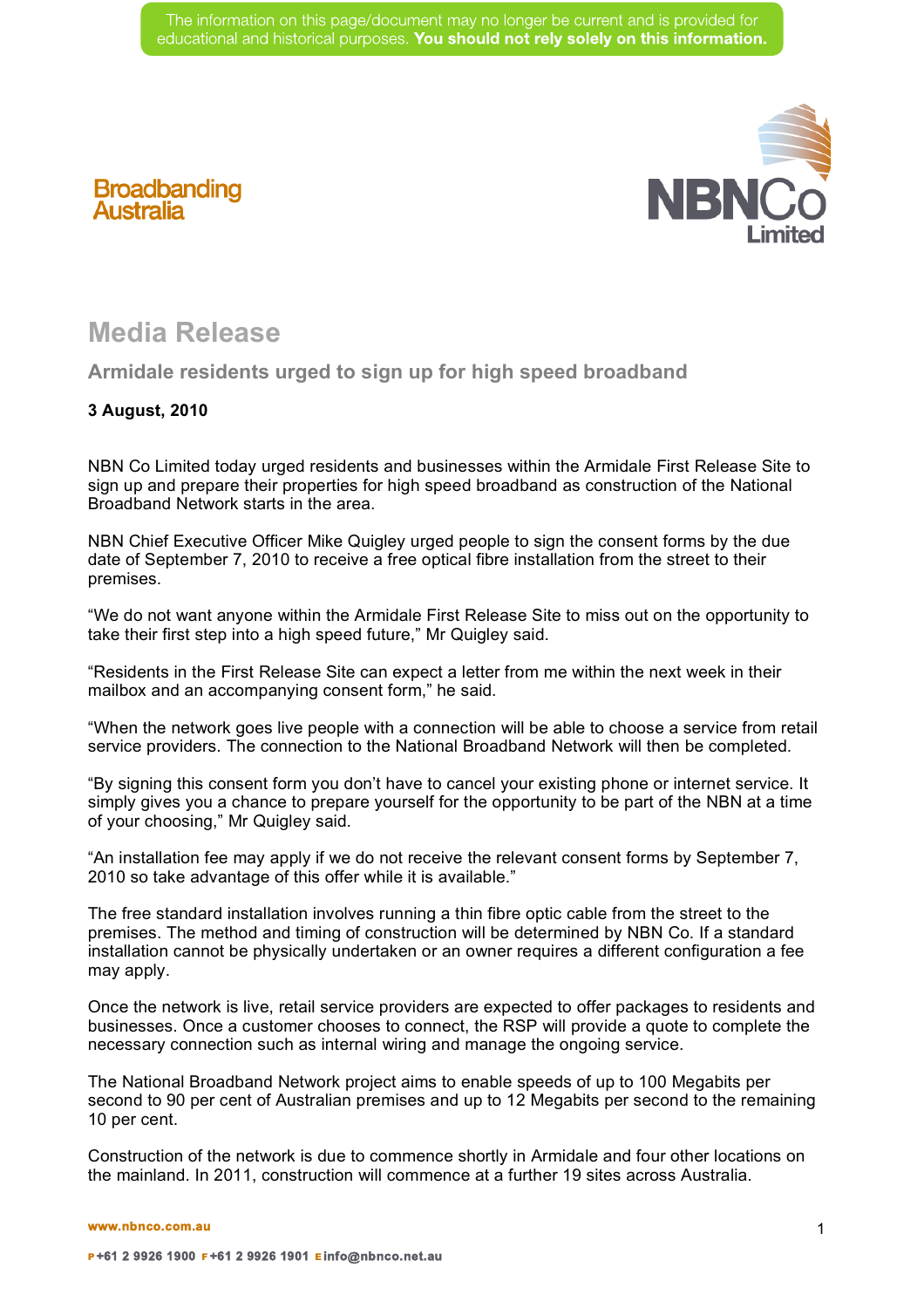The information on this page/document may no longer be current and is provided for educational and historical purposes. **You should not rely solely on this information.**

Broadbanding Australia

NBNCo Limited

# Media Release

## Armidale residents urged to sign up for high speed broadband

**3 August, 2010**

NBN Co Limited today urged residents and businesses within the Armidale First Release Site to sign up and prepare their properties for high speed broadband as construction of the National Broadband Network starts in the area.

NBN Chief Executive Officer Mike Quigley urged people to sign the consent forms by the due date of September 7, 2010 to receive a free optical fibre installation from the street to their premises.

“We do not want anyone within the Armidale First Release Site to miss out on the opportunity to take their first step into a high speed future,” Mr Quigley said.

“Residents in the First Release Site can expect a letter from me within the next week in their mailbox and an accompanying consent form,” he said.

“When the network goes live people with a connection will be able to choose a service from retail service providers. The connection to the National Broadband Network will then be completed.

“By signing this consent form you don’t have to cancel your existing phone or internet service. It simply gives you a chance to prepare yourself for the opportunity to be part of the NBN at a time of your choosing,” Mr Quigley said.

“An installation fee may apply if we do not receive the relevant consent forms by September 7, 2010 so take advantage of this offer while it is available.”

The free standard installation involves running a thin fibre optic cable from the street to the premises. The method and timing of construction will be determined by NBN Co. If a standard installation cannot be physically undertaken or an owner requires a different configuration a fee may apply.

Once the network is live, retail service providers are expected to offer packages to residents and businesses. Once a customer chooses to connect, the RSP will provide a quote to complete the necessary connection such as internal wiring and manage the ongoing service.

The National Broadband Network project aims to enable speeds of up to 100 Megabits per second to 90 per cent of Australian premises and up to 12 Megabits per second to the remaining 10 per cent.

Construction of the network is due to commence shortly in Armidale and four other locations on the mainland. In 2011, construction will commence at a further 19 sites across Australia.

www.nbnco.com.au

P +61 2 9926 1900 F +61 2 9926 1901 E info@nbnco.net.au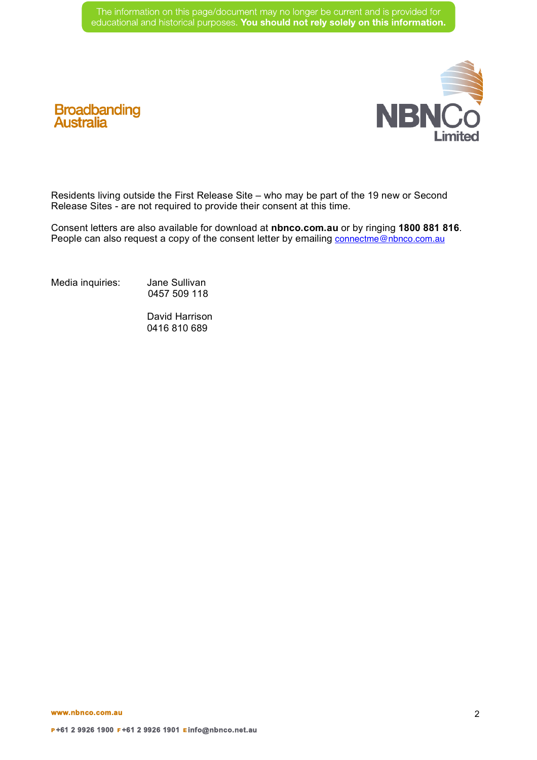Residents living outside the First Release Site – who may be part of the 19 new or Second Release Sites - are not required to provide their consent at this time.

Consent letters are also available for download at **nbnco.com.au** or by ringing **1800 881 816**. People can also request a copy of the consent letter by emailing connectme@nbnco.com.au

Media inquiries: Jane Sullivan
0457 509 118

David Harrison
0416 810 689